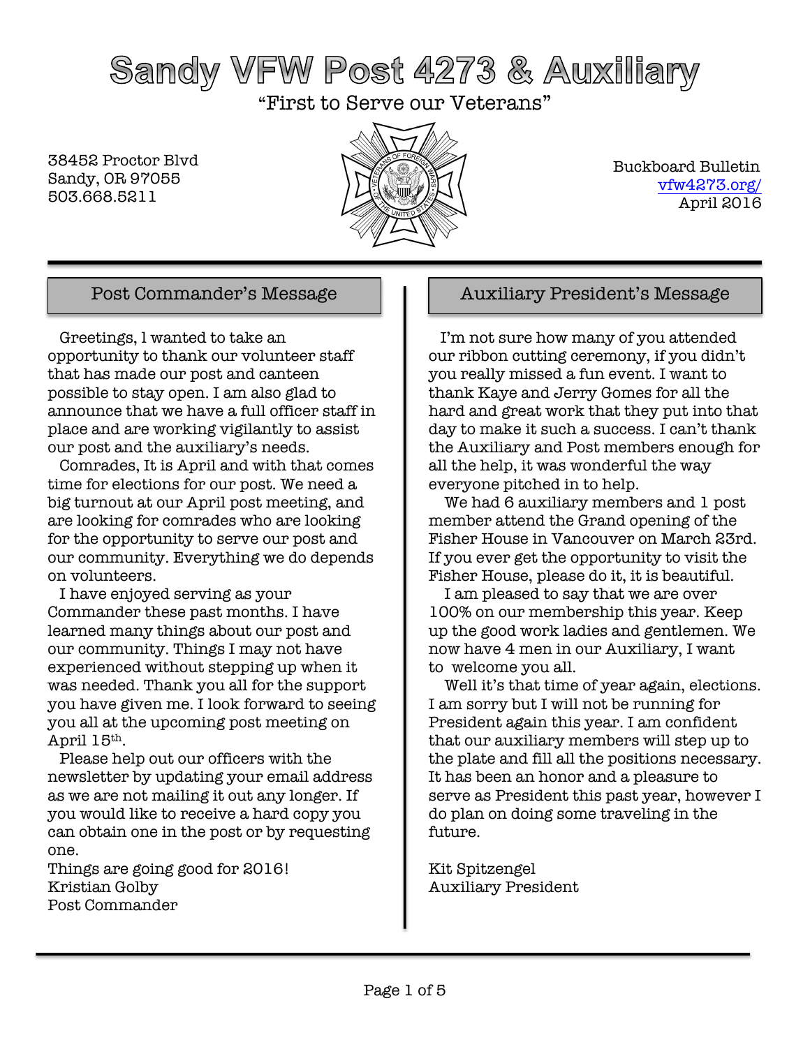# Sandy VFW Post 4273 & Auxiliary

"First to Serve our Veterans"

38452 Proctor Blvd
Sandy, OR 97055
503.668.5211

Buckboard Bulletin
vfw4273.org/
April 2016

## Post Commander's Message

Greetings, I wanted to take an opportunity to thank our volunteer staff that has made our post and canteen possible to stay open. I am also glad to announce that we have a full officer staff in place and are working vigilantly to assist our post and the auxiliary's needs.

Comrades, It is April and with that comes time for elections for our post. We need a big turnout at our April post meeting, and are looking for comrades who are looking for the opportunity to serve our post and our community. Everything we do depends on volunteers.

I have enjoyed serving as your Commander these past months. I have learned many things about our post and our community. Things I may not have experienced without stepping up when it was needed. Thank you all for the support you have given me. I look forward to seeing you all at the upcoming post meeting on April 15th.

Please help out our officers with the newsletter by updating your email address as we are not mailing it out any longer. If you would like to receive a hard copy you can obtain one in the post or by requesting one.

Things are going good for 2016!
Kristian Golby
Post Commander

## Auxiliary President's Message

I'm not sure how many of you attended our ribbon cutting ceremony, if you didn't you really missed a fun event. I want to thank Kaye and Jerry Gomes for all the hard and great work that they put into that day to make it such a success. I can't thank the Auxiliary and Post members enough for all the help, it was wonderful the way everyone pitched in to help.

We had 6 auxiliary members and 1 post member attend the Grand opening of the Fisher House in Vancouver on March 23rd. If you ever get the opportunity to visit the Fisher House, please do it, it is beautiful.

I am pleased to say that we are over 100% on our membership this year. Keep up the good work ladies and gentlemen. We now have 4 men in our Auxiliary, I want to welcome you all.

Well it's that time of year again, elections. I am sorry but I will not be running for President again this year. I am confident that our auxiliary members will step up to the plate and fill all the positions necessary. It has been an honor and a pleasure to serve as President this past year, however I do plan on doing some traveling in the future.

Kit Spitzengel
Auxiliary President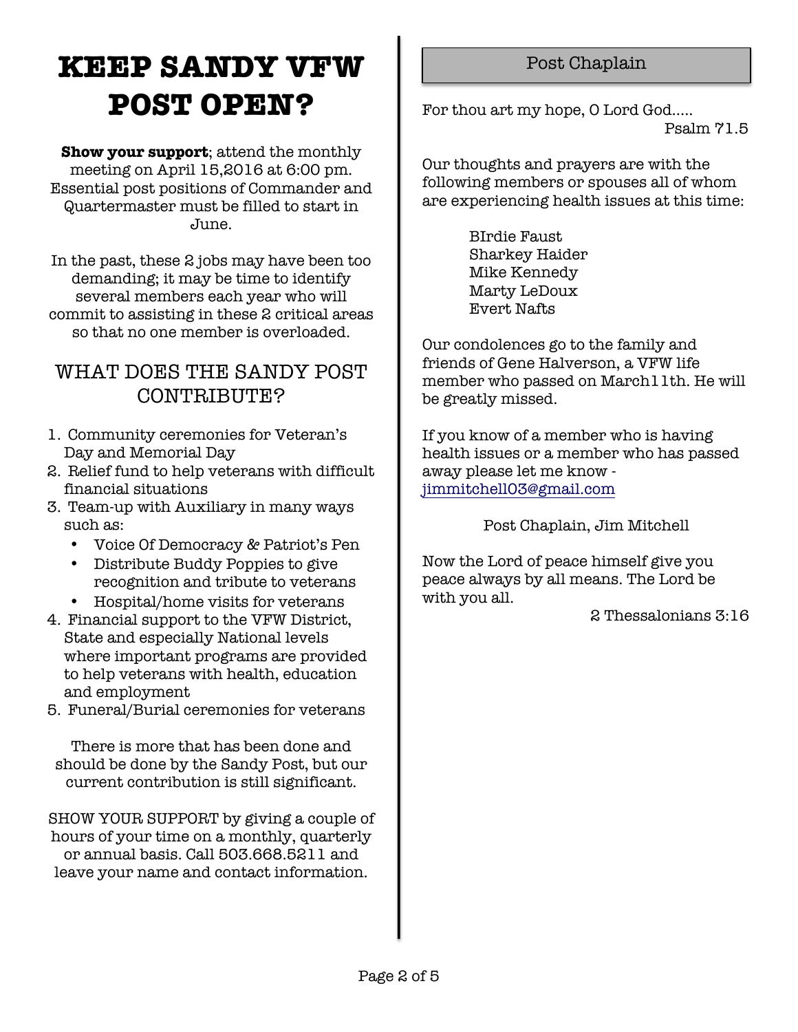# KEEP SANDY VFW POST OPEN?

**Show your support**; attend the monthly meeting on April 15,2016 at 6:00 pm. Essential post positions of Commander and Quartermaster must be filled to start in June.

In the past, these 2 jobs may have been too demanding; it may be time to identify several members each year who will commit to assisting in these 2 critical areas so that no one member is overloaded.

## WHAT DOES THE SANDY POST CONTRIBUTE?

1. Community ceremonies for Veteran's Day and Memorial Day
2. Relief fund to help veterans with difficult financial situations
3. Team-up with Auxiliary in many ways such as:
   - Voice Of Democracy & Patriot's Pen
   - Distribute Buddy Poppies to give recognition and tribute to veterans
   - Hospital/home visits for veterans
4. Financial support to the VFW District, State and especially National levels where important programs are provided to help veterans with health, education and employment
5. Funeral/Burial ceremonies for veterans

There is more that has been done and should be done by the Sandy Post, but our current contribution is still significant.

SHOW YOUR SUPPORT by giving a couple of hours of your time on a monthly, quarterly or annual basis. Call 503.668.5211 and leave your name and contact information.

## Post Chaplain

For thou art my hope, O Lord God.....

Psalm 71.5

Our thoughts and prayers are with the following members or spouses all of whom are experiencing health issues at this time:

BIrdie Faust
Sharkey Haider
Mike Kennedy
Marty LeDoux
Evert Nafts

Our condolences go to the family and friends of Gene Halverson, a VFW life member who passed on March11th. He will be greatly missed.

If you know of a member who is having health issues or a member who has passed away please let me know - jimmitchell03@gmail.com

Post Chaplain, Jim Mitchell

Now the Lord of peace himself give you peace always by all means. The Lord be with you all.

2 Thessalonians 3:16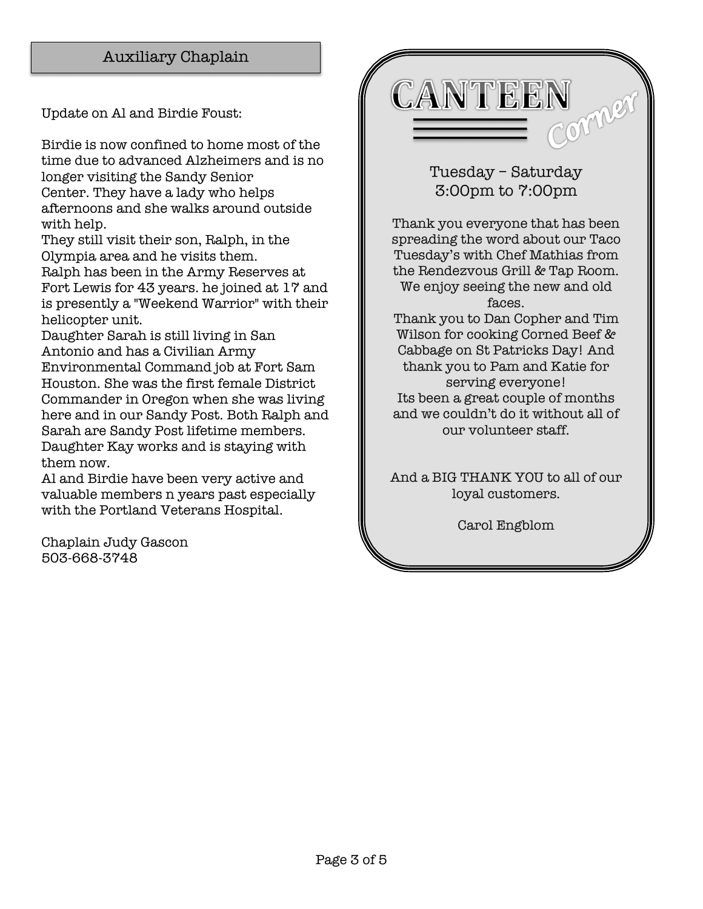## Auxiliary Chaplain

Update on Al and Birdie Foust:

Birdie is now confined to home most of the time due to advanced Alzheimers and is no longer visiting the Sandy Senior Center. They have a lady who helps afternoons and she walks around outside with help.
They still visit their son, Ralph, in the Olympia area and he visits them.
Ralph has been in the Army Reserves at Fort Lewis for 43 years. he joined at 17 and is presently a "Weekend Warrior" with their helicopter unit.
Daughter Sarah is still living in San Antonio and has a Civilian Army Environmental Command job at Fort Sam Houston. She was the first female District Commander in Oregon when she was living here and in our Sandy Post. Both Ralph and Sarah are Sandy Post lifetime members.
Daughter Kay works and is staying with them now.
Al and Birdie have been very active and valuable members n years past especially with the Portland Veterans Hospital.

Chaplain Judy Gascon
503-668-3748

## CANTEEN Corner

Tuesday – Saturday
3:00pm to 7:00pm

Thank you everyone that has been spreading the word about our Taco Tuesday's with Chef Mathias from the Rendezvous Grill & Tap Room. We enjoy seeing the new and old faces.
Thank you to Dan Copher and Tim Wilson for cooking Corned Beef & Cabbage on St Patricks Day! And thank you to Pam and Katie for serving everyone!
Its been a great couple of months and we couldn't do it without all of our volunteer staff.

And a BIG THANK YOU to all of our loyal customers.

Carol Engblom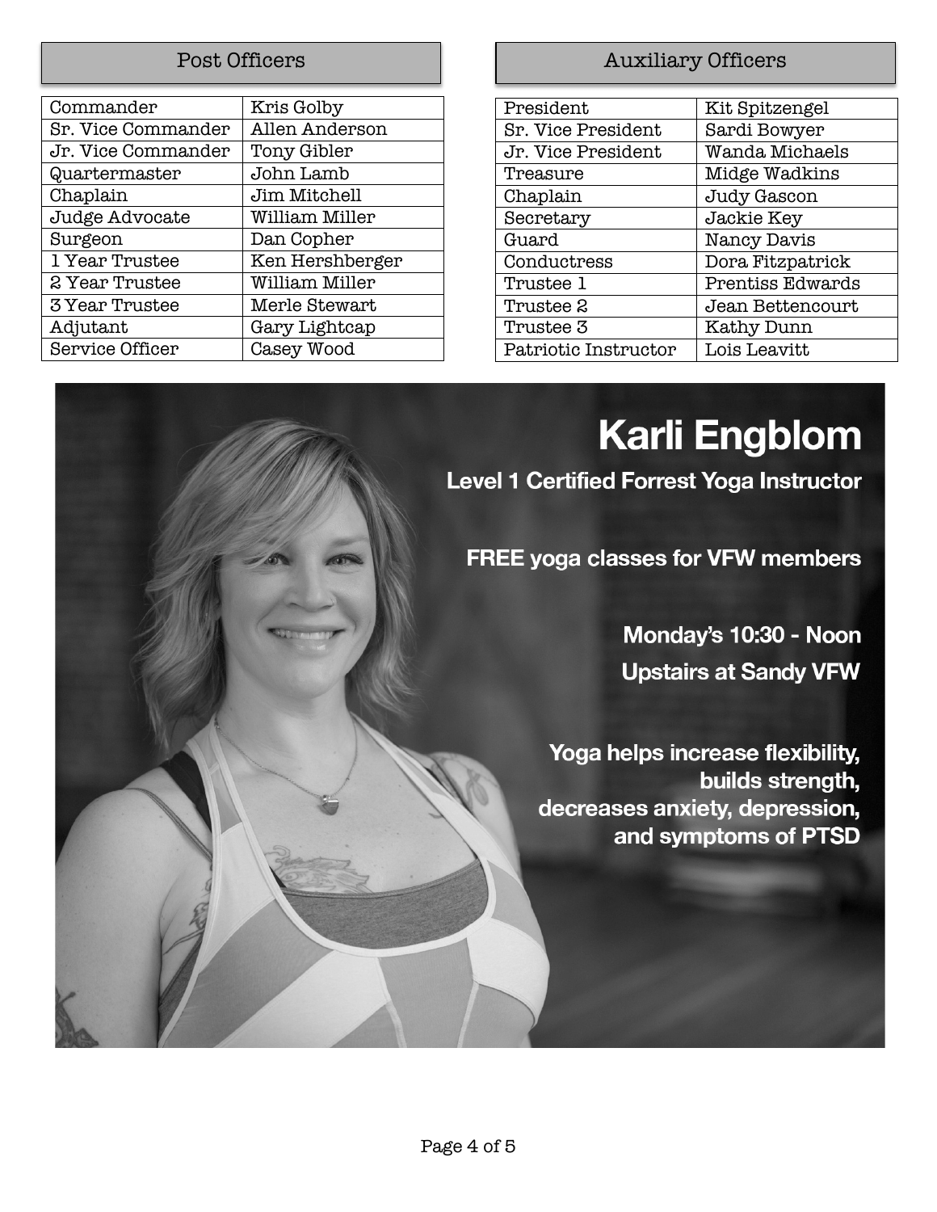## Post Officers

| Position | Name |
|---|---|
| Commander | Kris Golby |
| Sr. Vice Commander | Allen Anderson |
| Jr. Vice Commander | Tony Gibler |
| Quartermaster | John Lamb |
| Chaplain | Jim Mitchell |
| Judge Advocate | William Miller |
| Surgeon | Dan Copher |
| 1 Year Trustee | Ken Hershberger |
| 2 Year Trustee | William Miller |
| 3 Year Trustee | Merle Stewart |
| Adjutant | Gary Lightcap |
| Service Officer | Casey Wood |

## Auxiliary Officers

| Position | Name |
|---|---|
| President | Kit Spitzengel |
| Sr. Vice President | Sardi Bowyer |
| Jr. Vice President | Wanda Michaels |
| Treasure | Midge Wadkins |
| Chaplain | Judy Gascon |
| Secretary | Jackie Key |
| Guard | Nancy Davis |
| Conductress | Dora Fitzpatrick |
| Trustee 1 | Prentiss Edwards |
| Trustee 2 | Jean Bettencourt |
| Trustee 3 | Kathy Dunn |
| Patriotic Instructor | Lois Leavitt |

# Karli Engblom

**Level 1 Certified Forrest Yoga Instructor**

**FREE yoga classes for VFW members**

**Monday's 10:30 - Noon**

**Upstairs at Sandy VFW**

**Yoga helps increase flexibility, builds strength, decreases anxiety, depression, and symptoms of PTSD**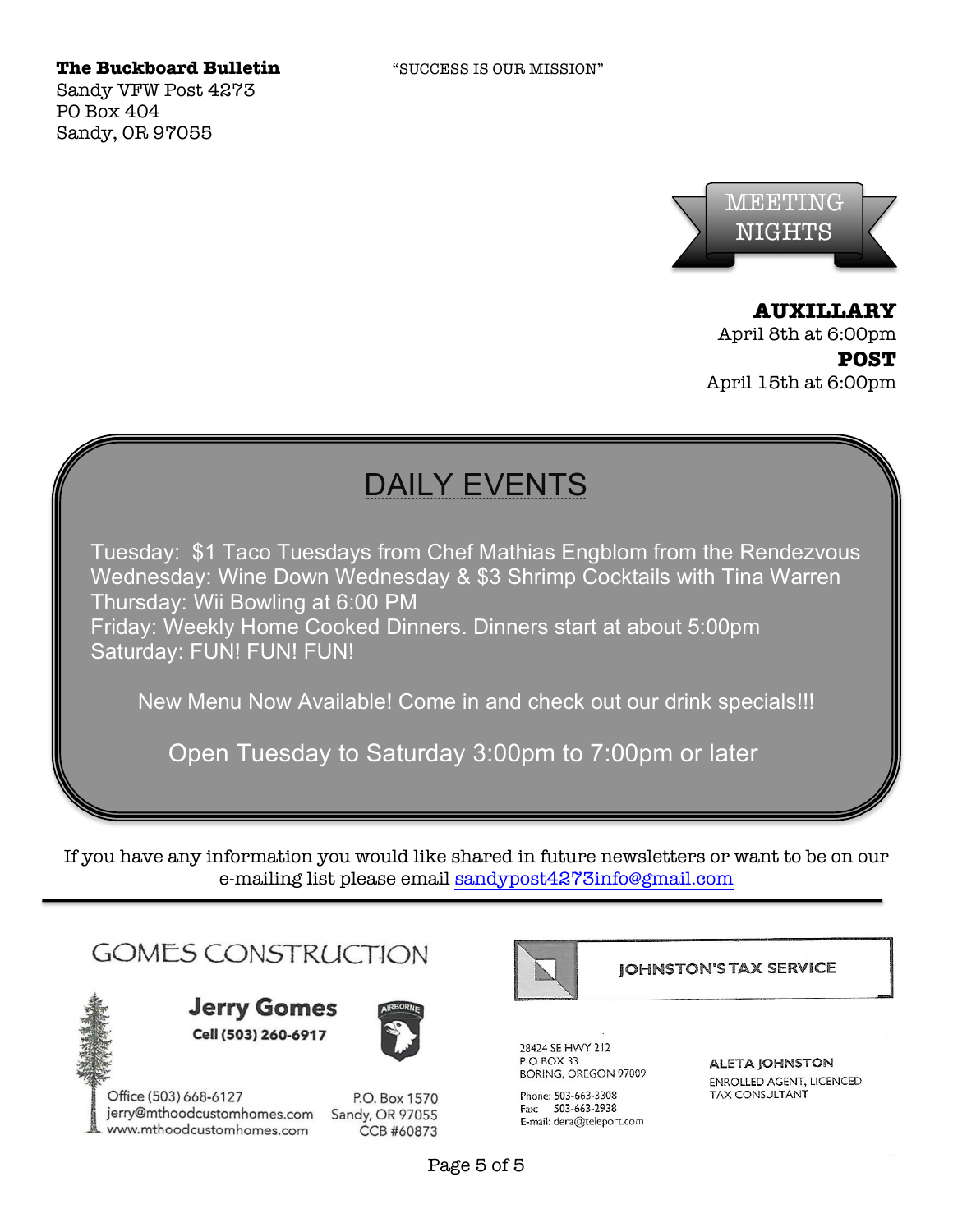**The Buckboard Bulletin**
Sandy VFW Post 4273
PO Box 404
Sandy, OR 97055

"SUCCESS IS OUR MISSION"

## MEETING NIGHTS

**AUXILLARY**
April 8th at 6:00pm

**POST**
April 15th at 6:00pm

## DAILY EVENTS

Tuesday: $1 Taco Tuesdays from Chef Mathias Engblom from the Rendezvous
Wednesday: Wine Down Wednesday & $3 Shrimp Cocktails with Tina Warren
Thursday: Wii Bowling at 6:00 PM
Friday: Weekly Home Cooked Dinners. Dinners start at about 5:00pm
Saturday: FUN! FUN! FUN!

New Menu Now Available! Come in and check out our drink specials!!!

Open Tuesday to Saturday 3:00pm to 7:00pm or later

If you have any information you would like shared in future newsletters or want to be on our e-mailing list please email sandypost4273info@gmail.com

---

**GOMES CONSTRUCTION**

**Jerry Gomes**
Cell (503) 260-6917

AIRBORNE

Office (503) 668-6127
jerry@mthoodcustomhomes.com
www.mthoodcustomhomes.com

P.O. Box 1570
Sandy, OR 97055
CCB #60873

**JOHNSTON'S TAX SERVICE**

28424 SE HWY 212
P O BOX 33
BORING, OREGON 97009

Phone: 503-663-3308
Fax: 503-663-2938
E-mail: dera@teleport.com

ALETA JOHNSTON
ENROLLED AGENT, LICENCED TAX CONSULTANT